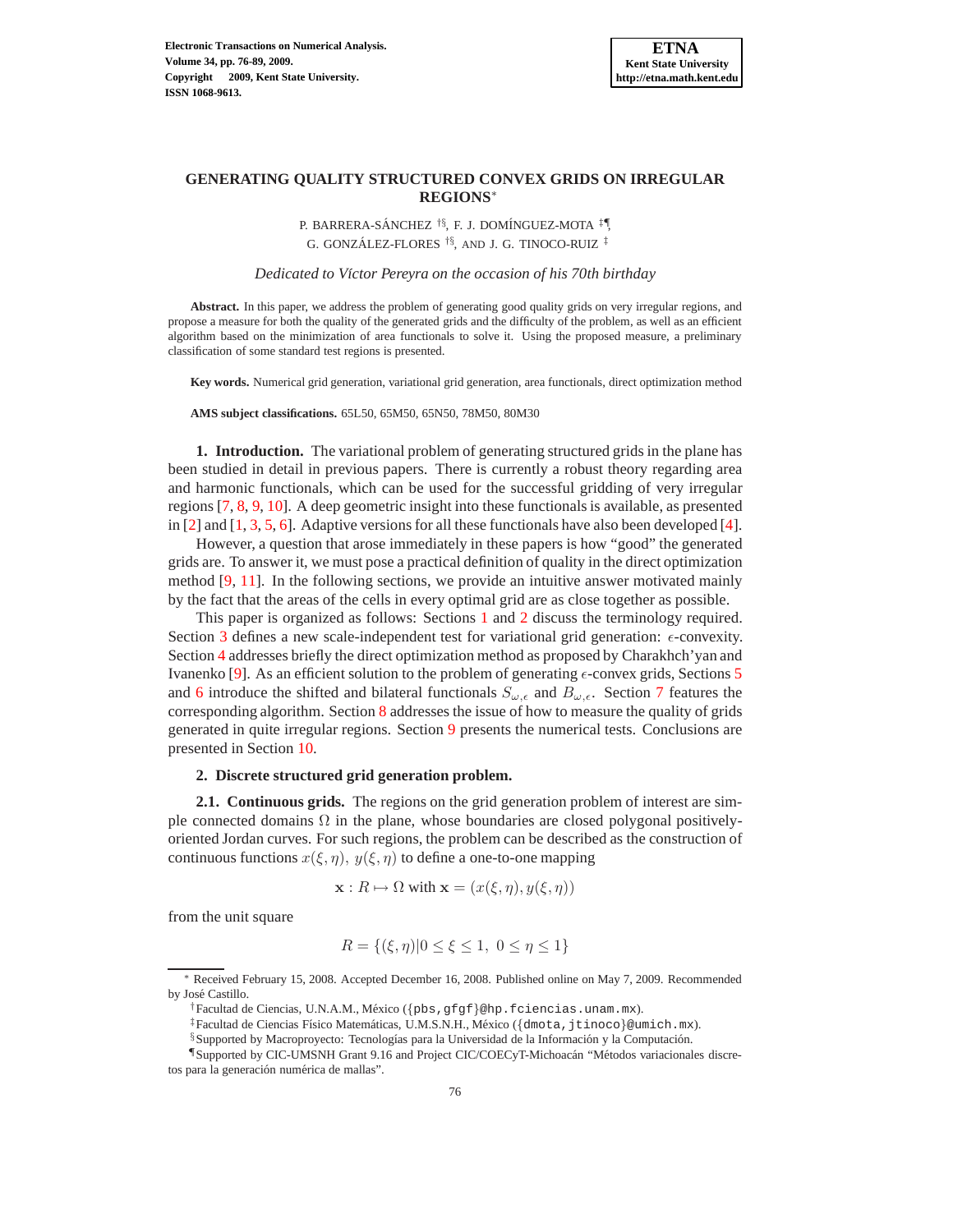# GENERATING QUALITY STRUCTURED CONVEX GRIDS ON IRREGULAR REGIONS*

P. BARRERA-SÁNCHEZ [†§], F. J. DOMÍNGUEZ-MOTA [‡¶], G. GONZÁLEZ-FLORES [†§], AND J. G. TINOCO-RUIZ [‡]

*Dedicated to Víctor Pereyra on the occasion of his 70th birthday*

**Abstract.** In this paper, we address the problem of generating good quality grids on very irregular regions, and propose a measure for both the quality of the generated grids and the difficulty of the problem, as well as an efficient algorithm based on the minimization of area functionals to solve it. Using the proposed measure, a preliminary classification of some standard test regions is presented.

**Key words.** Numerical grid generation, variational grid generation, area functionals, direct optimization method

**AMS subject classifications.** 65L50, 65M50, 65N50, 78M50, 80M30

## 1. Introduction.

The variational problem of generating structured grids in the plane has been studied in detail in previous papers. There is currently a robust theory regarding area and harmonic functionals, which can be used for the successful gridding of very irregular regions [7, 8, 9, 10]. A deep geometric insight into these functionals is available, as presented in [2] and [1, 3, 5, 6]. Adaptive versions for all these functionals have also been developed [4].

However, a question that arose immediately in these papers is how "good" the generated grids are. To answer it, we must pose a practical definition of quality in the direct optimization method [9, 11]. In the following sections, we provide an intuitive answer motivated mainly by the fact that the areas of the cells in every optimal grid are as close together as possible.

This paper is organized as follows: Sections 1 and 2 discuss the terminology required. Section 3 defines a new scale-independent test for variational grid generation: $\epsilon$-convexity. Section 4 addresses briefly the direct optimization method as proposed by Charakhch'yan and Ivanenko [9]. As an efficient solution to the problem of generating $\epsilon$-convex grids, Sections 5 and 6 introduce the shifted and bilateral functionals $S_{\omega,\epsilon}$ and $B_{\omega,\epsilon}$. Section 7 features the corresponding algorithm. Section 8 addresses the issue of how to measure the quality of grids generated in quite irregular regions. Section 9 presents the numerical tests. Conclusions are presented in Section 10.

## 2. Discrete structured grid generation problem.

### 2.1. Continuous grids.

The regions on the grid generation problem of interest are simple connected domains $\Omega$ in the plane, whose boundaries are closed polygonal positively-oriented Jordan curves. For such regions, the problem can be described as the construction of continuous functions $x(\xi, \eta),\ y(\xi, \eta)$ to define a one-to-one mapping

$$\mathbf{x} : R \mapsto \Omega \text{ with } \mathbf{x} = (x(\xi, \eta), y(\xi, \eta))$$

from the unit square

$$R = \{(\xi, \eta) | 0 \leq \xi \leq 1,\ 0 \leq \eta \leq 1\}$$

---

* Received February 15, 2008. Accepted December 16, 2008. Published online on May 7, 2009. Recommended by José Castillo.

† Facultad de Ciencias, U.N.A.M., México ({pbs,gfgf}@hp.fciencias.unam.mx).

‡ Facultad de Ciencias Físico Matemáticas, U.M.S.N.H., México ({dmota,jtinoco}@umich.mx).

§ Supported by Macroproyecto: Tecnologías para la Universidad de la Información y la Computación.

¶ Supported by CIC-UMSNH Grant 9.16 and Project CIC/COECyT-Michoacán "Métodos variacionales discretos para la generación numérica de mallas".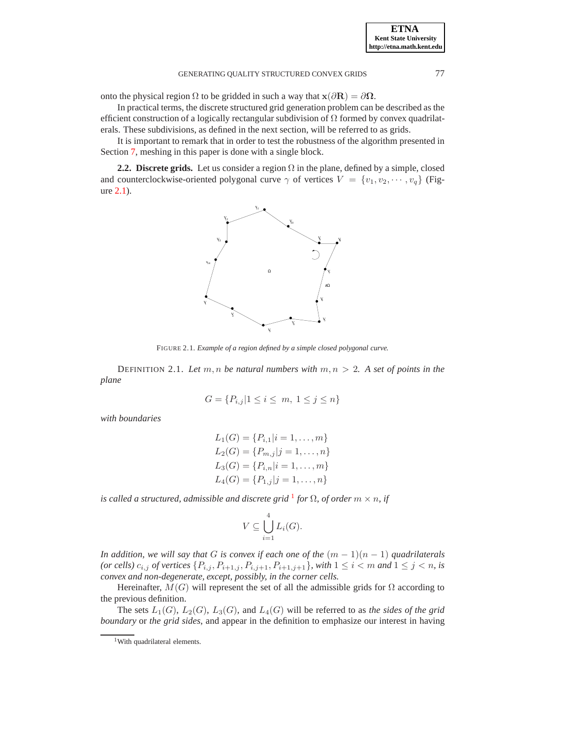onto the physical region $\Omega$ to be gridded in such a way that $\mathbf{x}(\partial\mathbf{R}) = \partial\mathbf{\Omega}$.

In practical terms, the discrete structured grid generation problem can be described as the efficient construction of a logically rectangular subdivision of $\Omega$ formed by convex quadrilaterals. These subdivisions, as defined in the next section, will be referred to as grids.

It is important to remark that in order to test the robustness of the algorithm presented in Section 7, meshing in this paper is done with a single block.

**2.2. Discrete grids.** Let us consider a region $\Omega$ in the plane, defined by a simple, closed and counterclockwise-oriented polygonal curve $\gamma$ of vertices $V = \{v_1, v_2, \cdots, v_q\}$ (Figure 2.1).

FIGURE 2.1. *Example of a region defined by a simple closed polygonal curve.*

DEFINITION 2.1. *Let $m, n$ be natural numbers with $m, n > 2$. A set of points in the plane*

$$G = \{P_{i,j} | 1 \le i \le \ m, \ 1 \le j \le n\}$$

*with boundaries*

$$\begin{aligned}
L_1(G) &= \{P_{i,1} | i = 1, \ldots, m\} \\
L_2(G) &= \{P_{m,j} | j = 1, \ldots, n\} \\
L_3(G) &= \{P_{i,n} | i = 1, \ldots, m\} \\
L_4(G) &= \{P_{1,j} | j = 1, \ldots, n\}
\end{aligned}$$

*is called a structured, admissible and discrete grid* [1] *for $\Omega$, of order $m \times n$, if*

$$V \subseteq \bigcup_{i=1}^{4} L_i(G).$$

*In addition, we will say that $G$ is convex if each one of the $(m-1)(n-1)$ quadrilaterals (or cells) $c_{i,j}$ of vertices $\{P_{i,j}, P_{i+1,j}, P_{i,j+1}, P_{i+1,j+1}\}$, with $1 \le i < m$ and $1 \le j < n$, is convex and non-degenerate, except, possibly, in the corner cells.*

Hereinafter, $M(G)$ will represent the set of all the admissible grids for $\Omega$ according to the previous definition.

The sets $L_1(G)$, $L_2(G)$, $L_3(G)$, and $L_4(G)$ will be referred to as *the sides of the grid boundary* or *the grid sides*, and appear in the definition to emphasize our interest in having

[1] With quadrilateral elements.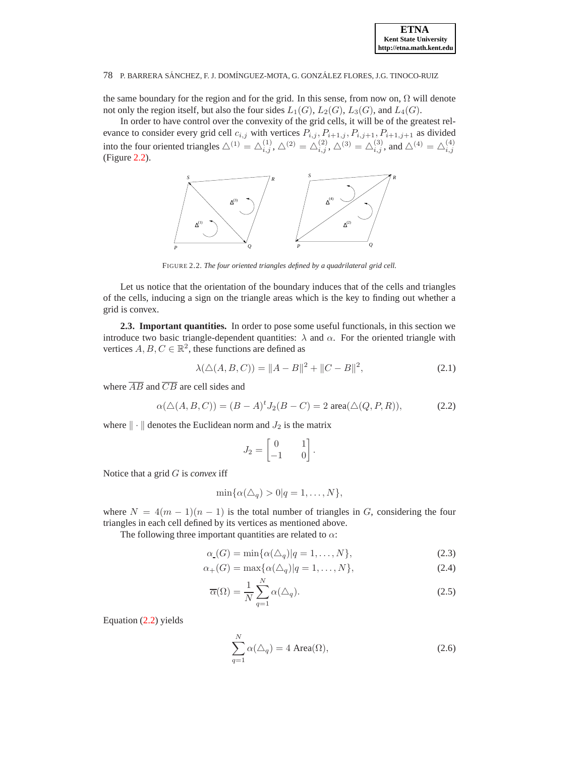the same boundary for the region and for the grid. In this sense, from now on, $\Omega$ will denote not only the region itself, but also the four sides $L_1(G)$, $L_2(G)$, $L_3(G)$, and $L_4(G)$.

In order to have control over the convexity of the grid cells, it will be of the greatest relevance to consider every grid cell $c_{i,j}$ with vertices $P_{i,j}, P_{i+1,j}, P_{i,j+1}, P_{i+1,j+1}$ as divided into the four oriented triangles $\triangle^{(1)} = \triangle^{(1)}_{i,j}$, $\triangle^{(2)} = \triangle^{(2)}_{i,j}$, $\triangle^{(3)} = \triangle^{(3)}_{i,j}$, and $\triangle^{(4)} = \triangle^{(4)}_{i,j}$ (Figure 2.2).

FIGURE 2.2. *The four oriented triangles defined by a quadrilateral grid cell.*

Let us notice that the orientation of the boundary induces that of the cells and triangles of the cells, inducing a sign on the triangle areas which is the key to finding out whether a grid is convex.

**2.3. Important quantities.** In order to pose some useful functionals, in this section we introduce two basic triangle-dependent quantities: $\lambda$ and $\alpha$. For the oriented triangle with vertices $A, B, C \in \mathbb{R}^2$, these functions are defined as

$$\lambda(\triangle(A,B,C)) = \|A-B\|^2 + \|C-B\|^2, \tag{2.1}$$

where $\overline{AB}$ and $\overline{CB}$ are cell sides and

$$\alpha(\triangle(A,B,C)) = (B-A)^t J_2 (B-C) = 2 \text{ area}(\triangle(Q,P,R)), \tag{2.2}$$

where $\|\cdot\|$ denotes the Euclidean norm and $J_2$ is the matrix

$$J_2 = \begin{bmatrix} 0 & 1 \\ -1 & 0 \end{bmatrix}.$$

Notice that a grid $G$ is *convex* iff

$$\min\{\alpha(\triangle_q) > 0 | q = 1, \ldots, N\},$$

where $N = 4(m-1)(n-1)$ is the total number of triangles in $G$, considering the four triangles in each cell defined by its vertices as mentioned above.

The following three important quantities are related to $\alpha$:

$$\alpha_{-}(G) = \min\{\alpha(\triangle_q) | q = 1, \ldots, N\}, \tag{2.3}$$

$$\alpha_{+}(G) = \max\{\alpha(\triangle_q) | q = 1, \ldots, N\}, \tag{2.4}$$

$$\overline{\alpha}(\Omega) = \frac{1}{N} \sum_{q=1}^{N} \alpha(\triangle_q). \tag{2.5}$$

Equation (2.2) yields

$$\sum_{q=1}^{N} \alpha(\triangle_q) = 4 \text{ Area}(\Omega), \tag{2.6}$$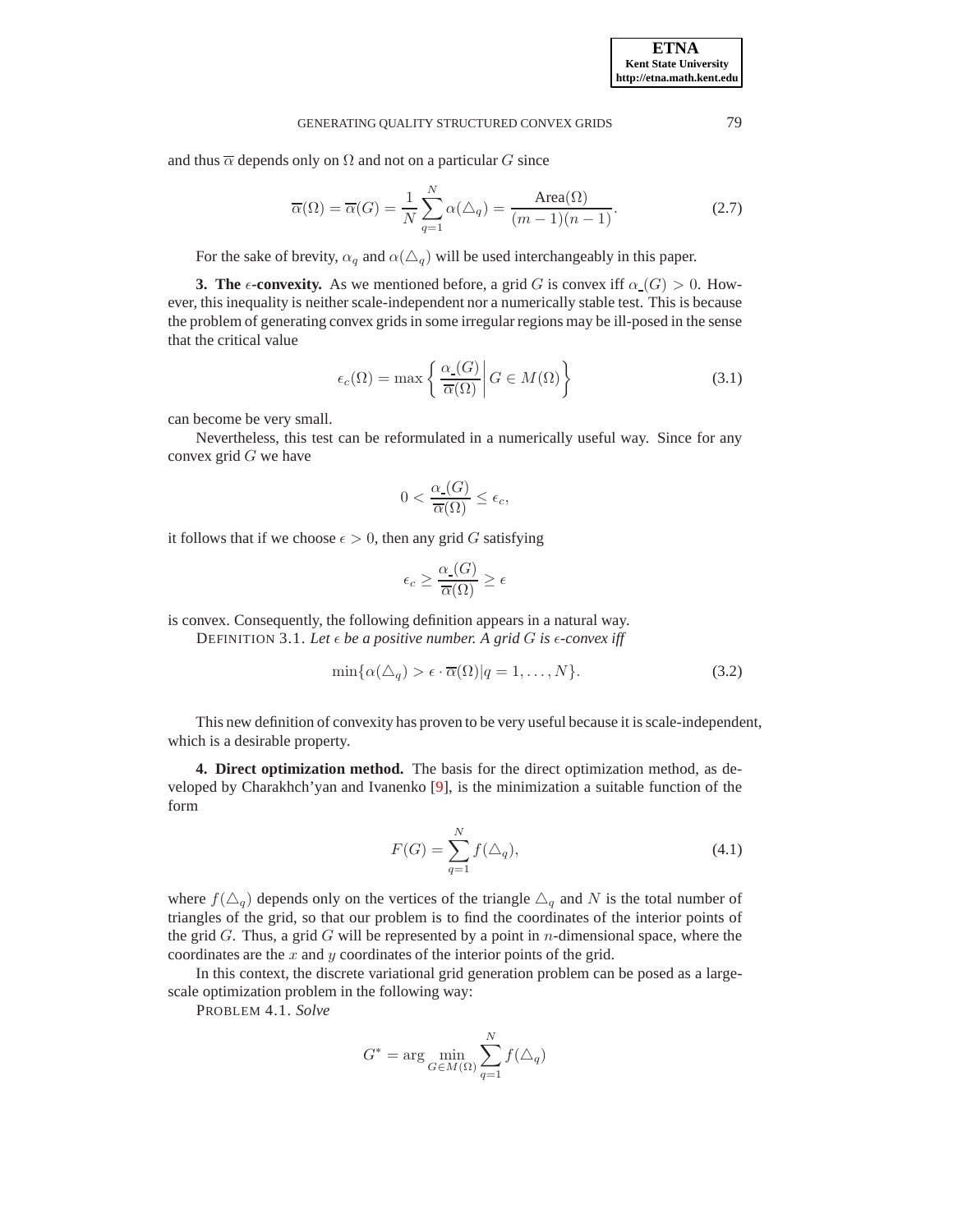and thus $\overline{\alpha}$ depends only on $\Omega$ and not on a particular $G$ since

$$\overline{\alpha}(\Omega) = \overline{\alpha}(G) = \frac{1}{N}\sum_{q=1}^{N} \alpha(\triangle_q) = \frac{\text{Area}(\Omega)}{(m-1)(n-1)}. \tag{2.7}$$

For the sake of brevity, $\alpha_q$ and $\alpha(\triangle_q)$ will be used interchangeably in this paper.

**3. The $\epsilon$-convexity.** As we mentioned before, a grid $G$ is convex iff $\underline{\alpha}(G) > 0$. However, this inequality is neither scale-independent nor a numerically stable test. This is because the problem of generating convex grids in some irregular regions may be ill-posed in the sense that the critical value

$$\epsilon_c(\Omega) = \max\left\{ \frac{\underline{\alpha}(G)}{\overline{\alpha}(\Omega)} \middle| \, G \in M(\Omega) \right\} \tag{3.1}$$

can become be very small.

Nevertheless, this test can be reformulated in a numerically useful way. Since for any convex grid $G$ we have

$$0 < \frac{\underline{\alpha}(G)}{\overline{\alpha}(\Omega)} \leq \epsilon_c,$$

it follows that if we choose $\epsilon > 0$, then any grid $G$ satisfying

$$\epsilon_c \geq \frac{\underline{\alpha}(G)}{\overline{\alpha}(\Omega)} \geq \epsilon$$

is convex. Consequently, the following definition appears in a natural way.

DEFINITION 3.1. *Let $\epsilon$ be a positive number. A grid $G$ is $\epsilon$-convex iff*

$$\min\{\alpha(\triangle_q) > \epsilon \cdot \overline{\alpha}(\Omega) | q = 1, \ldots, N\}. \tag{3.2}$$

This new definition of convexity has proven to be very useful because it is scale-independent, which is a desirable property.

**4. Direct optimization method.** The basis for the direct optimization method, as developed by Charakhch'yan and Ivanenko [9], is the minimization a suitable function of the form

$$F(G) = \sum_{q=1}^{N} f(\triangle_q), \tag{4.1}$$

where $f(\triangle_q)$ depends only on the vertices of the triangle $\triangle_q$ and $N$ is the total number of triangles of the grid, so that our problem is to find the coordinates of the interior points of the grid $G$. Thus, a grid $G$ will be represented by a point in $n$-dimensional space, where the coordinates are the $x$ and $y$ coordinates of the interior points of the grid.

In this context, the discrete variational grid generation problem can be posed as a large-scale optimization problem in the following way:

PROBLEM 4.1. *Solve*

$$G^* = \arg\min_{G \in M(\Omega)} \sum_{q=1}^{N} f(\triangle_q)$$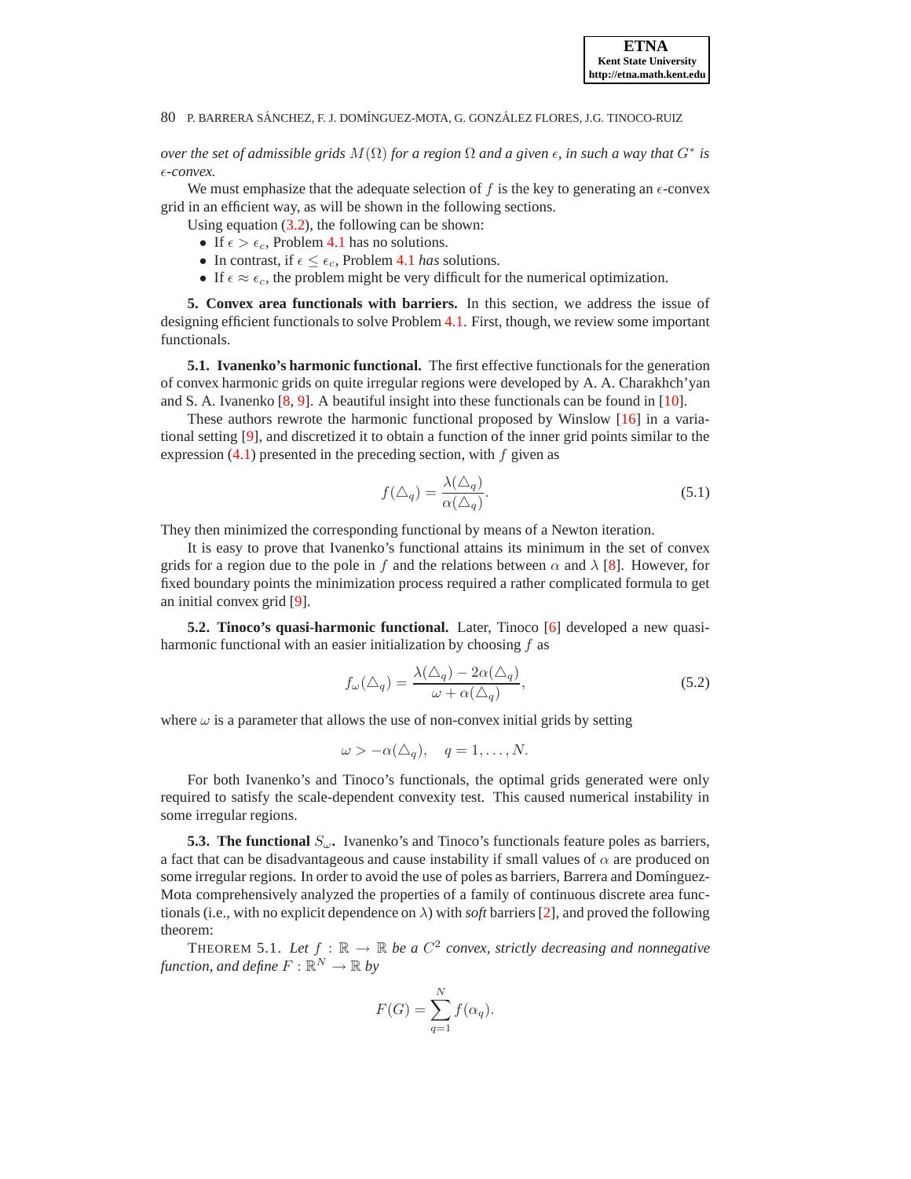*over the set of admissible grids $M(\Omega)$ for a region $\Omega$ and a given $\epsilon$, in such a way that $G^*$ is $\epsilon$-convex.*

We must emphasize that the adequate selection of $f$ is the key to generating an $\epsilon$-convex grid in an efficient way, as will be shown in the following sections.

Using equation (3.2), the following can be shown:

- If $\epsilon > \epsilon_c$, Problem 4.1 has no solutions.
- In contrast, if $\epsilon \leq \epsilon_c$, Problem 4.1 *has* solutions.
- If $\epsilon \approx \epsilon_c$, the problem might be very difficult for the numerical optimization.

## 5. Convex area functionals with barriers.

In this section, we address the issue of designing efficient functionals to solve Problem 4.1. First, though, we review some important functionals.

### 5.1. Ivanenko's harmonic functional.

The first effective functionals for the generation of convex harmonic grids on quite irregular regions were developed by A. A. Charakhch'yan and S. A. Ivanenko [8, 9]. A beautiful insight into these functionals can be found in [10].

These authors rewrote the harmonic functional proposed by Winslow [16] in a variational setting [9], and discretized it to obtain a function of the inner grid points similar to the expression (4.1) presented in the preceding section, with $f$ given as

$$f(\triangle_q) = \frac{\lambda(\triangle_q)}{\alpha(\triangle_q)}. \tag{5.1}$$

They then minimized the corresponding functional by means of a Newton iteration.

It is easy to prove that Ivanenko's functional attains its minimum in the set of convex grids for a region due to the pole in $f$ and the relations between $\alpha$ and $\lambda$ [8]. However, for fixed boundary points the minimization process required a rather complicated formula to get an initial convex grid [9].

### 5.2. Tinoco's quasi-harmonic functional.

Later, Tinoco [6] developed a new quasi-harmonic functional with an easier initialization by choosing $f$ as

$$f_\omega(\triangle_q) = \frac{\lambda(\triangle_q) - 2\alpha(\triangle_q)}{\omega + \alpha(\triangle_q)}, \tag{5.2}$$

where $\omega$ is a parameter that allows the use of non-convex initial grids by setting

$$\omega > -\alpha(\triangle_q), \quad q = 1, \ldots, N.$$

For both Ivanenko's and Tinoco's functionals, the optimal grids generated were only required to satisfy the scale-dependent convexity test. This caused numerical instability in some irregular regions.

### 5.3. The functional $S_\omega$.

Ivanenko's and Tinoco's functionals feature poles as barriers, a fact that can be disadvantageous and cause instability if small values of $\alpha$ are produced on some irregular regions. In order to avoid the use of poles as barriers, Barrera and Domínguez-Mota comprehensively analyzed the properties of a family of continuous discrete area functionals (i.e., with no explicit dependence on $\lambda$) with *soft* barriers [2], and proved the following theorem:

THEOREM 5.1. *Let $f : \mathbb{R} \to \mathbb{R}$ be a $C^2$ convex, strictly decreasing and nonnegative function, and define $F : \mathbb{R}^N \to \mathbb{R}$ by*

$$F(G) = \sum_{q=1}^{N} f(\alpha_q).$$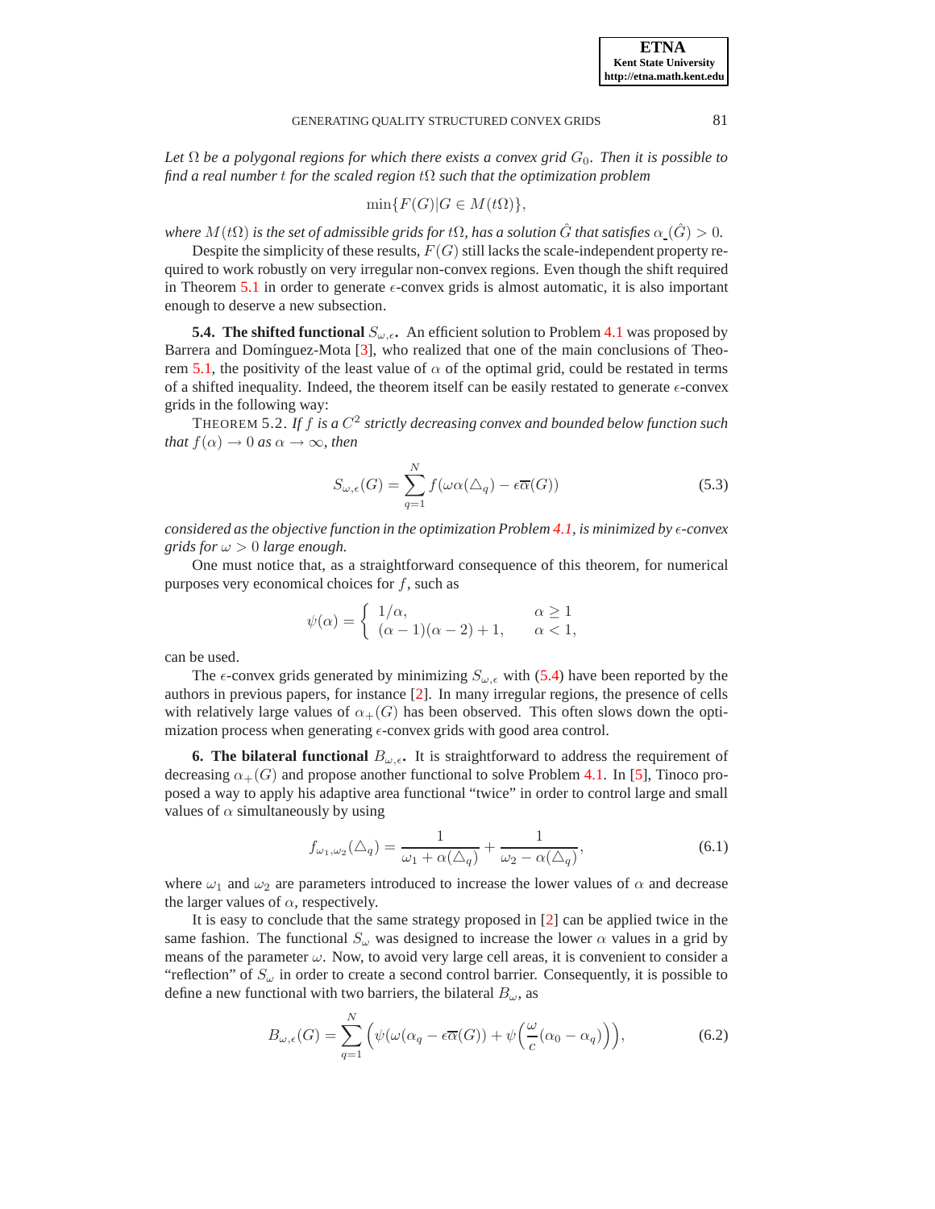*Let $\Omega$ be a polygonal regions for which there exists a convex grid $G_0$. Then it is possible to find a real number $t$ for the scaled region $t\Omega$ such that the optimization problem*

$$\min\{F(G)|G \in M(t\Omega)\},$$

*where $M(t\Omega)$ is the set of admissible grids for $t\Omega$, has a solution $\hat{G}$ that satisfies $\alpha_{\_}(\hat{G}) > 0$.*

Despite the simplicity of these results, $F(G)$ still lacks the scale-independent property required to work robustly on very irregular non-convex regions. Even though the shift required in Theorem 5.1 in order to generate $\epsilon$-convex grids is almost automatic, it is also important enough to deserve a new subsection.

**5.4. The shifted functional $S_{\omega,\epsilon}$.** An efficient solution to Problem 4.1 was proposed by Barrera and Domínguez-Mota [3], who realized that one of the main conclusions of Theorem 5.1, the positivity of the least value of $\alpha$ of the optimal grid, could be restated in terms of a shifted inequality. Indeed, the theorem itself can be easily restated to generate $\epsilon$-convex grids in the following way:

THEOREM 5.2. *If $f$ is a $C^2$ strictly decreasing convex and bounded below function such that $f(\alpha) \to 0$ as $\alpha \to \infty$, then*

$$S_{\omega,\epsilon}(G) = \sum_{q=1}^{N} f(\omega\alpha(\triangle_q) - \epsilon\overline{\alpha}(G)) \tag{5.3}$$

*considered as the objective function in the optimization Problem 4.1, is minimized by $\epsilon$-convex grids for $\omega > 0$ large enough.*

One must notice that, as a straightforward consequence of this theorem, for numerical purposes very economical choices for $f$, such as

$$\psi(\alpha) = \begin{cases} 1/\alpha, & \alpha \geq 1 \\ (\alpha-1)(\alpha-2)+1, & \alpha < 1, \end{cases}$$

can be used.

The $\epsilon$-convex grids generated by minimizing $S_{\omega,\epsilon}$ with (5.4) have been reported by the authors in previous papers, for instance [2]. In many irregular regions, the presence of cells with relatively large values of $\alpha_+(G)$ has been observed. This often slows down the optimization process when generating $\epsilon$-convex grids with good area control.

## 6. The bilateral functional $B_{\omega,\epsilon}$.

It is straightforward to address the requirement of decreasing $\alpha_+(G)$ and propose another functional to solve Problem 4.1. In [5], Tinoco proposed a way to apply his adaptive area functional "twice" in order to control large and small values of $\alpha$ simultaneously by using

$$f_{\omega_1,\omega_2}(\triangle_q) = \frac{1}{\omega_1 + \alpha(\triangle_q)} + \frac{1}{\omega_2 - \alpha(\triangle_q)}, \tag{6.1}$$

where $\omega_1$ and $\omega_2$ are parameters introduced to increase the lower values of $\alpha$ and decrease the larger values of $\alpha$, respectively.

It is easy to conclude that the same strategy proposed in [2] can be applied twice in the same fashion. The functional $S_\omega$ was designed to increase the lower $\alpha$ values in a grid by means of the parameter $\omega$. Now, to avoid very large cell areas, it is convenient to consider a "reflection" of $S_\omega$ in order to create a second control barrier. Consequently, it is possible to define a new functional with two barriers, the bilateral $B_\omega$, as

$$B_{\omega,\epsilon}(G) = \sum_{q=1}^{N} \Big(\psi(\omega(\alpha_q - \epsilon\overline{\alpha}(G)) + \psi\Big(\frac{\omega}{c}(\alpha_0 - \alpha_q)\Big)\Big), \tag{6.2}$$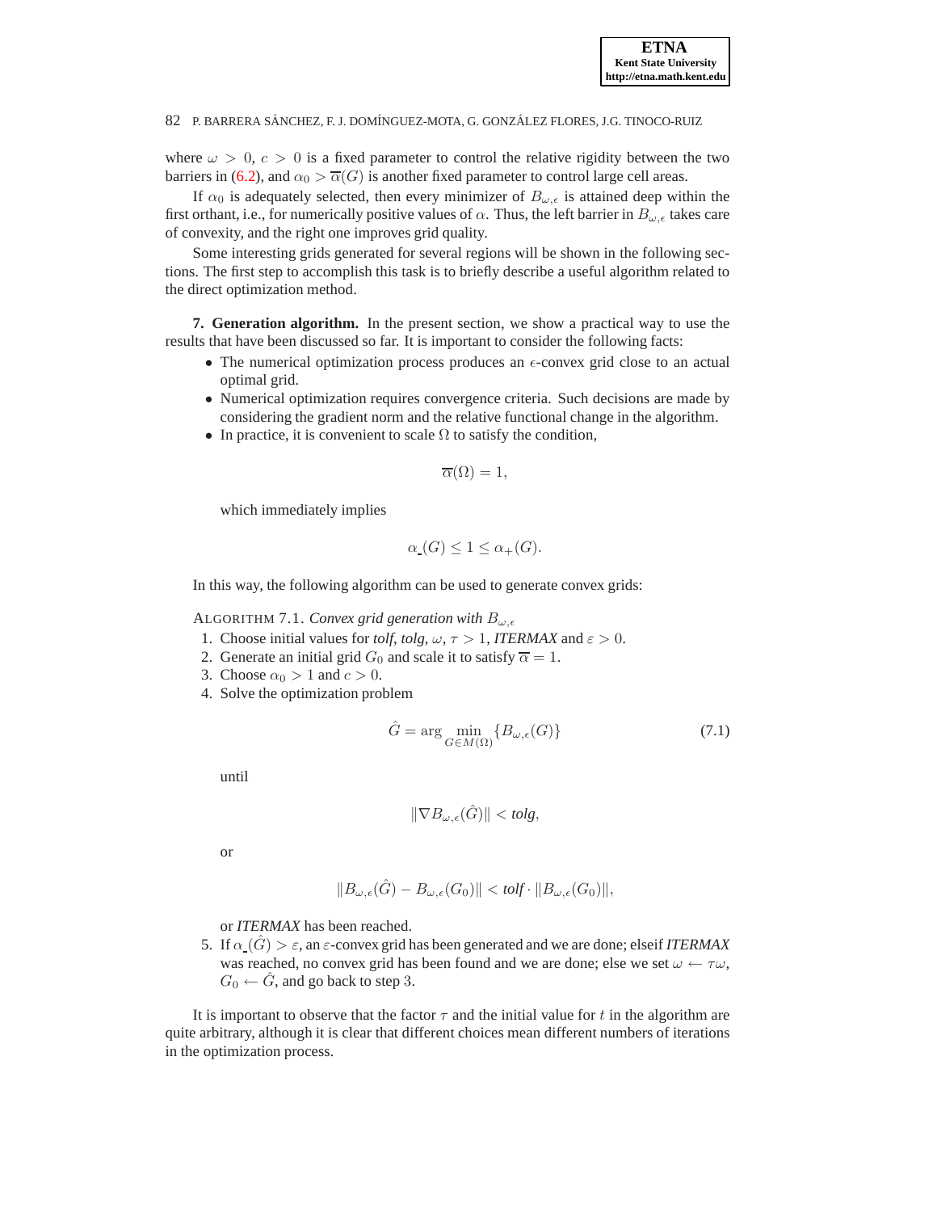where $\omega > 0$, $c > 0$ is a fixed parameter to control the relative rigidity between the two barriers in (6.2), and $\alpha_0 > \overline{\alpha}(G)$ is another fixed parameter to control large cell areas.

If $\alpha_0$ is adequately selected, then every minimizer of $B_{\omega,\epsilon}$ is attained deep within the first orthant, i.e., for numerically positive values of $\alpha$. Thus, the left barrier in $B_{\omega,\epsilon}$ takes care of convexity, and the right one improves grid quality.

Some interesting grids generated for several regions will be shown in the following sections. The first step to accomplish this task is to briefly describe a useful algorithm related to the direct optimization method.

**7. Generation algorithm.** In the present section, we show a practical way to use the results that have been discussed so far. It is important to consider the following facts:

- The numerical optimization process produces an $\epsilon$-convex grid close to an actual optimal grid.
- Numerical optimization requires convergence criteria. Such decisions are made by considering the gradient norm and the relative functional change in the algorithm.
- In practice, it is convenient to scale $\Omega$ to satisfy the condition,

  $$\overline{\alpha}(\Omega) = 1,$$

  which immediately implies

  $$\alpha_{\_}(G) \leq 1 \leq \alpha_{+}(G).$$

In this way, the following algorithm can be used to generate convex grids:

ALGORITHM 7.1. *Convex grid generation with $B_{\omega,\epsilon}$*

1. Choose initial values for *tolf*, *tolg*, $\omega$, $\tau > 1$, *ITERMAX* and $\varepsilon > 0$.
2. Generate an initial grid $G_0$ and scale it to satisfy $\overline{\alpha} = 1$.
3. Choose $\alpha_0 > 1$ and $c > 0$.
4. Solve the optimization problem

   $$\hat{G} = \arg \min_{G \in M(\Omega)} \{B_{\omega,\epsilon}(G)\} \tag{7.1}$$

   until

   $$\|\nabla B_{\omega,\epsilon}(\hat{G})\| < \textit{tolg},$$

   or

   $$\|B_{\omega,\epsilon}(\hat{G}) - B_{\omega,\epsilon}(G_0)\| < \textit{tolf} \cdot \|B_{\omega,\epsilon}(G_0)\|,$$

   or *ITERMAX* has been reached.
5. If $\alpha_{\_}(\hat{G}) > \varepsilon$, an $\varepsilon$-convex grid has been generated and we are done; elseif *ITERMAX* was reached, no convex grid has been found and we are done; else we set $\omega \leftarrow \tau\omega$, $G_0 \leftarrow \hat{G}$, and go back to step 3.

It is important to observe that the factor $\tau$ and the initial value for $t$ in the algorithm are quite arbitrary, although it is clear that different choices mean different numbers of iterations in the optimization process.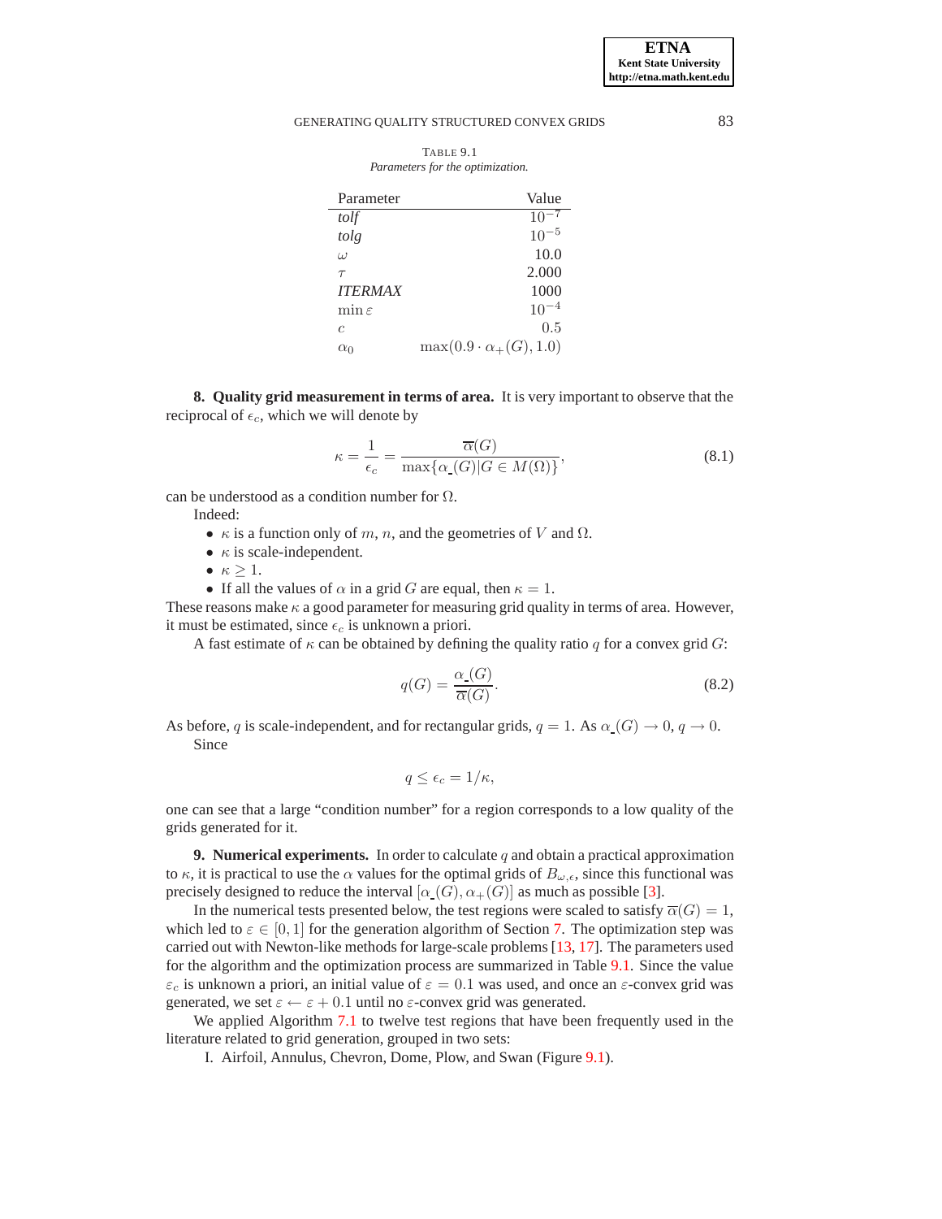TABLE 9.1
*Parameters for the optimization.*

| Parameter | Value |
|---|---|
| *tolf* | $10^{-7}$ |
| *tolg* | $10^{-5}$ |
| $\omega$ | 10.0 |
| $\tau$ | 2.000 |
| *ITERMAX* | 1000 |
| $\min \varepsilon$ | $10^{-4}$ |
| $c$ | 0.5 |
| $\alpha_0$ | $\max(0.9 \cdot \alpha_+(G), 1.0)$ |

**8. Quality grid measurement in terms of area.** It is very important to observe that the reciprocal of $\epsilon_c$, which we will denote by

$$\kappa = \frac{1}{\epsilon_c} = \frac{\overline{\alpha}(G)}{\max\{\alpha_-(G) | G \in M(\Omega)\}}, \tag{8.1}$$

can be understood as a condition number for $\Omega$.

Indeed:

- $\kappa$ is a function only of $m$, $n$, and the geometries of $V$ and $\Omega$.
- $\kappa$ is scale-independent.
- $\kappa \geq 1$.
- If all the values of $\alpha$ in a grid $G$ are equal, then $\kappa = 1$.

These reasons make $\kappa$ a good parameter for measuring grid quality in terms of area. However, it must be estimated, since $\epsilon_c$ is unknown a priori.

A fast estimate of $\kappa$ can be obtained by defining the quality ratio $q$ for a convex grid $G$:

$$q(G) = \frac{\alpha_-(G)}{\overline{\alpha}(G)}. \tag{8.2}$$

As before, $q$ is scale-independent, and for rectangular grids, $q = 1$. As $\alpha_-(G) \to 0$, $q \to 0$.

Since

$$q \leq \epsilon_c = 1/\kappa,$$

one can see that a large "condition number" for a region corresponds to a low quality of the grids generated for it.

**9. Numerical experiments.** In order to calculate $q$ and obtain a practical approximation to $\kappa$, it is practical to use the $\alpha$ values for the optimal grids of $B_{\omega,\epsilon}$, since this functional was precisely designed to reduce the interval $[\alpha_-(G), \alpha_+(G)]$ as much as possible [3].

In the numerical tests presented below, the test regions were scaled to satisfy $\overline{\alpha}(G) = 1$, which led to $\varepsilon \in [0, 1]$ for the generation algorithm of Section 7. The optimization step was carried out with Newton-like methods for large-scale problems [13, 17]. The parameters used for the algorithm and the optimization process are summarized in Table 9.1. Since the value $\varepsilon_c$ is unknown a priori, an initial value of $\varepsilon = 0.1$ was used, and once an $\varepsilon$-convex grid was generated, we set $\varepsilon \leftarrow \varepsilon + 0.1$ until no $\varepsilon$-convex grid was generated.

We applied Algorithm 7.1 to twelve test regions that have been frequently used in the literature related to grid generation, grouped in two sets:

I. Airfoil, Annulus, Chevron, Dome, Plow, and Swan (Figure 9.1).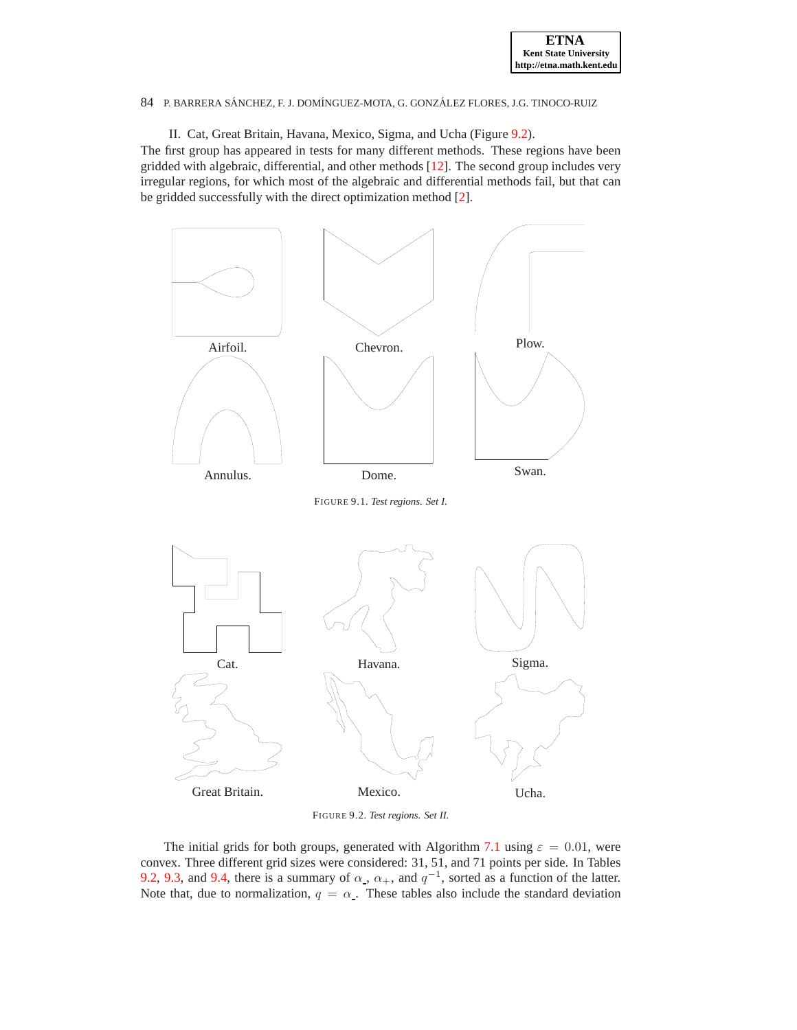II. Cat, Great Britain, Havana, Mexico, Sigma, and Ucha (Figure 9.2).

The first group has appeared in tests for many different methods. These regions have been gridded with algebraic, differential, and other methods [12]. The second group includes very irregular regions, for which most of the algebraic and differential methods fail, but that can be gridded successfully with the direct optimization method [2].

Airfoil. Chevron. Plow.

Annulus. Dome. Swan.

FIGURE 9.1. *Test regions. Set I.*

Cat. Havana. Sigma.

Great Britain. Mexico. Ucha.

FIGURE 9.2. *Test regions. Set II.*

The initial grids for both groups, generated with Algorithm 7.1 using $\varepsilon = 0.01$, were convex. Three different grid sizes were considered: 31, 51, and 71 points per side. In Tables 9.2, 9.3, and 9.4, there is a summary of $\alpha_{\_}$, $\alpha_{+}$, and $q^{-1}$, sorted as a function of the latter. Note that, due to normalization, $q = \alpha_{\_}$. These tables also include the standard deviation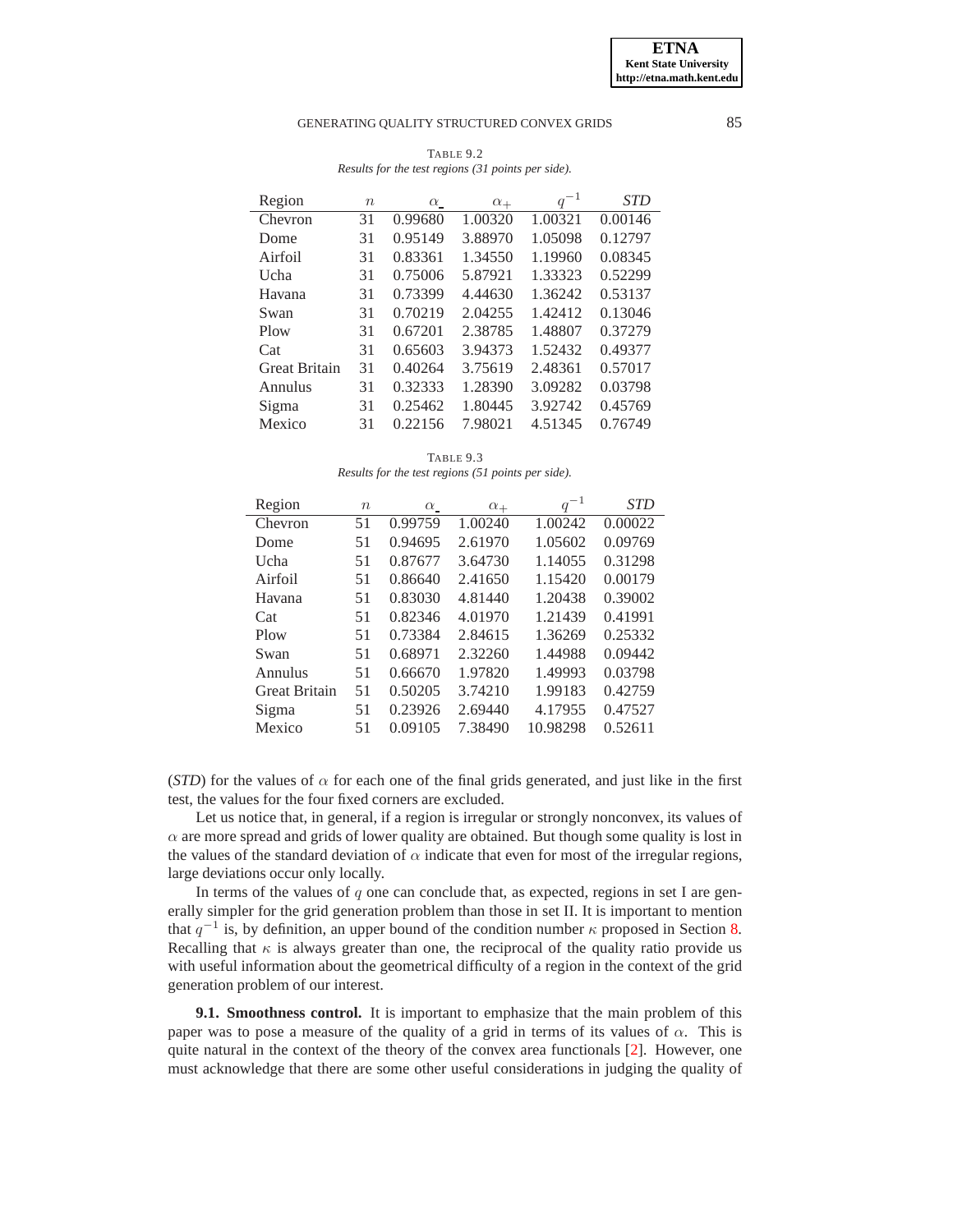TABLE 9.2
*Results for the test regions (31 points per side).*

| Region | $n$ | $\alpha_{-}$ | $\alpha_{+}$ | $q^{-1}$ | *STD* |
|---|---|---|---|---|---|
| Chevron | 31 | 0.99680 | 1.00320 | 1.00321 | 0.00146 |
| Dome | 31 | 0.95149 | 3.88970 | 1.05098 | 0.12797 |
| Airfoil | 31 | 0.83361 | 1.34550 | 1.19960 | 0.08345 |
| Ucha | 31 | 0.75006 | 5.87921 | 1.33323 | 0.52299 |
| Havana | 31 | 0.73399 | 4.44630 | 1.36242 | 0.53137 |
| Swan | 31 | 0.70219 | 2.04255 | 1.42412 | 0.13046 |
| Plow | 31 | 0.67201 | 2.38785 | 1.48807 | 0.37279 |
| Cat | 31 | 0.65603 | 3.94373 | 1.52432 | 0.49377 |
| Great Britain | 31 | 0.40264 | 3.75619 | 2.48361 | 0.57017 |
| Annulus | 31 | 0.32333 | 1.28390 | 3.09282 | 0.03798 |
| Sigma | 31 | 0.25462 | 1.80445 | 3.92742 | 0.45769 |
| Mexico | 31 | 0.22156 | 7.98021 | 4.51345 | 0.76749 |

TABLE 9.3
*Results for the test regions (51 points per side).*

| Region | $n$ | $\alpha_{-}$ | $\alpha_{+}$ | $q^{-1}$ | *STD* |
|---|---|---|---|---|---|
| Chevron | 51 | 0.99759 | 1.00240 | 1.00242 | 0.00022 |
| Dome | 51 | 0.94695 | 2.61970 | 1.05602 | 0.09769 |
| Ucha | 51 | 0.87677 | 3.64730 | 1.14055 | 0.31298 |
| Airfoil | 51 | 0.86640 | 2.41650 | 1.15420 | 0.00179 |
| Havana | 51 | 0.83030 | 4.81440 | 1.20438 | 0.39002 |
| Cat | 51 | 0.82346 | 4.01970 | 1.21439 | 0.41991 |
| Plow | 51 | 0.73384 | 2.84615 | 1.36269 | 0.25332 |
| Swan | 51 | 0.68971 | 2.32260 | 1.44988 | 0.09442 |
| Annulus | 51 | 0.66670 | 1.97820 | 1.49993 | 0.03798 |
| Great Britain | 51 | 0.50205 | 3.74210 | 1.99183 | 0.42759 |
| Sigma | 51 | 0.23926 | 2.69440 | 4.17955 | 0.47527 |
| Mexico | 51 | 0.09105 | 7.38490 | 10.98298 | 0.52611 |

(*STD*) for the values of $\alpha$ for each one of the final grids generated, and just like in the first test, the values for the four fixed corners are excluded.

Let us notice that, in general, if a region is irregular or strongly nonconvex, its values of $\alpha$ are more spread and grids of lower quality are obtained. But though some quality is lost in the values of the standard deviation of $\alpha$ indicate that even for most of the irregular regions, large deviations occur only locally.

In terms of the values of $q$ one can conclude that, as expected, regions in set I are generally simpler for the grid generation problem than those in set II. It is important to mention that $q^{-1}$ is, by definition, an upper bound of the condition number $\kappa$ proposed in Section 8. Recalling that $\kappa$ is always greater than one, the reciprocal of the quality ratio provide us with useful information about the geometrical difficulty of a region in the context of the grid generation problem of our interest.

**9.1. Smoothness control.** It is important to emphasize that the main problem of this paper was to pose a measure of the quality of a grid in terms of its values of $\alpha$. This is quite natural in the context of the theory of the convex area functionals [2]. However, one must acknowledge that there are some other useful considerations in judging the quality of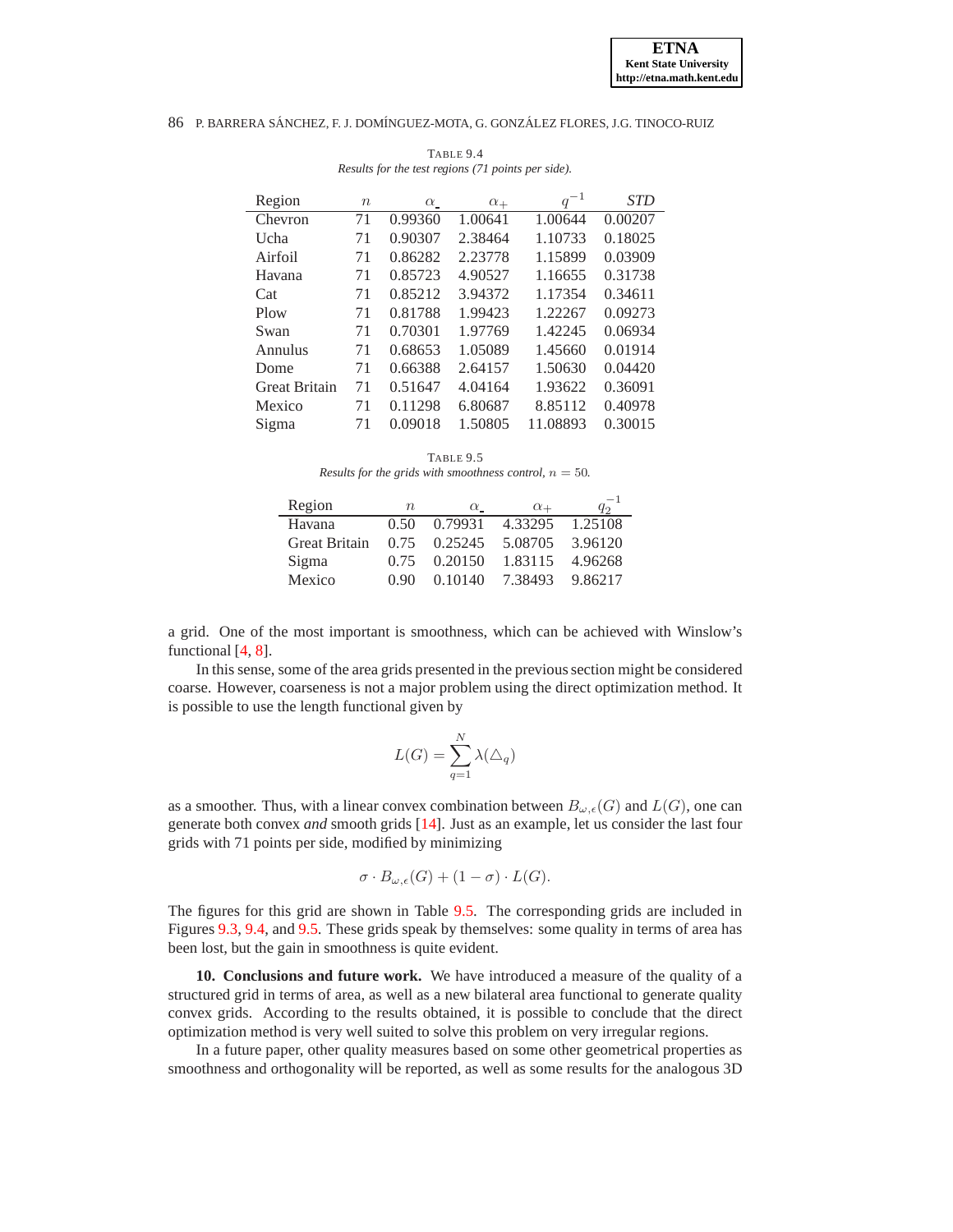TABLE 9.4
*Results for the test regions (71 points per side).*

| Region | $n$ | $\alpha_{-}$ | $\alpha_{+}$ | $q^{-1}$ | *STD* |
|---|---|---|---|---|---|
| Chevron | 71 | 0.99360 | 1.00641 | 1.00644 | 0.00207 |
| Ucha | 71 | 0.90307 | 2.38464 | 1.10733 | 0.18025 |
| Airfoil | 71 | 0.86282 | 2.23778 | 1.15899 | 0.03909 |
| Havana | 71 | 0.85723 | 4.90527 | 1.16655 | 0.31738 |
| Cat | 71 | 0.85212 | 3.94372 | 1.17354 | 0.34611 |
| Plow | 71 | 0.81788 | 1.99423 | 1.22267 | 0.09273 |
| Swan | 71 | 0.70301 | 1.97769 | 1.42245 | 0.06934 |
| Annulus | 71 | 0.68653 | 1.05089 | 1.45660 | 0.01914 |
| Dome | 71 | 0.66388 | 2.64157 | 1.50630 | 0.04420 |
| Great Britain | 71 | 0.51647 | 4.04164 | 1.93622 | 0.36091 |
| Mexico | 71 | 0.11298 | 6.80687 | 8.85112 | 0.40978 |
| Sigma | 71 | 0.09018 | 1.50805 | 11.08893 | 0.30015 |

TABLE 9.5
*Results for the grids with smoothness control, $n = 50$.*

| Region | $n$ | $\alpha_{-}$ | $\alpha_{+}$ | $q_2^{-1}$ |
|---|---|---|---|---|
| Havana | 0.50 | 0.79931 | 4.33295 | 1.25108 |
| Great Britain | 0.75 | 0.25245 | 5.08705 | 3.96120 |
| Sigma | 0.75 | 0.20150 | 1.83115 | 4.96268 |
| Mexico | 0.90 | 0.10140 | 7.38493 | 9.86217 |

a grid. One of the most important is smoothness, which can be achieved with Winslow's functional [4, 8].

In this sense, some of the area grids presented in the previous section might be considered coarse. However, coarseness is not a major problem using the direct optimization method. It is possible to use the length functional given by

$$L(G) = \sum_{q=1}^{N} \lambda(\triangle_q)$$

as a smoother. Thus, with a linear convex combination between $B_{\omega,\epsilon}(G)$ and $L(G)$, one can generate both convex *and* smooth grids [14]. Just as an example, let us consider the last four grids with 71 points per side, modified by minimizing

$$\sigma \cdot B_{\omega,\epsilon}(G) + (1 - \sigma) \cdot L(G).$$

The figures for this grid are shown in Table 9.5. The corresponding grids are included in Figures 9.3, 9.4, and 9.5. These grids speak by themselves: some quality in terms of area has been lost, but the gain in smoothness is quite evident.

**10. Conclusions and future work.** We have introduced a measure of the quality of a structured grid in terms of area, as well as a new bilateral area functional to generate quality convex grids. According to the results obtained, it is possible to conclude that the direct optimization method is very well suited to solve this problem on very irregular regions.

In a future paper, other quality measures based on some other geometrical properties as smoothness and orthogonality will be reported, as well as some results for the analogous 3D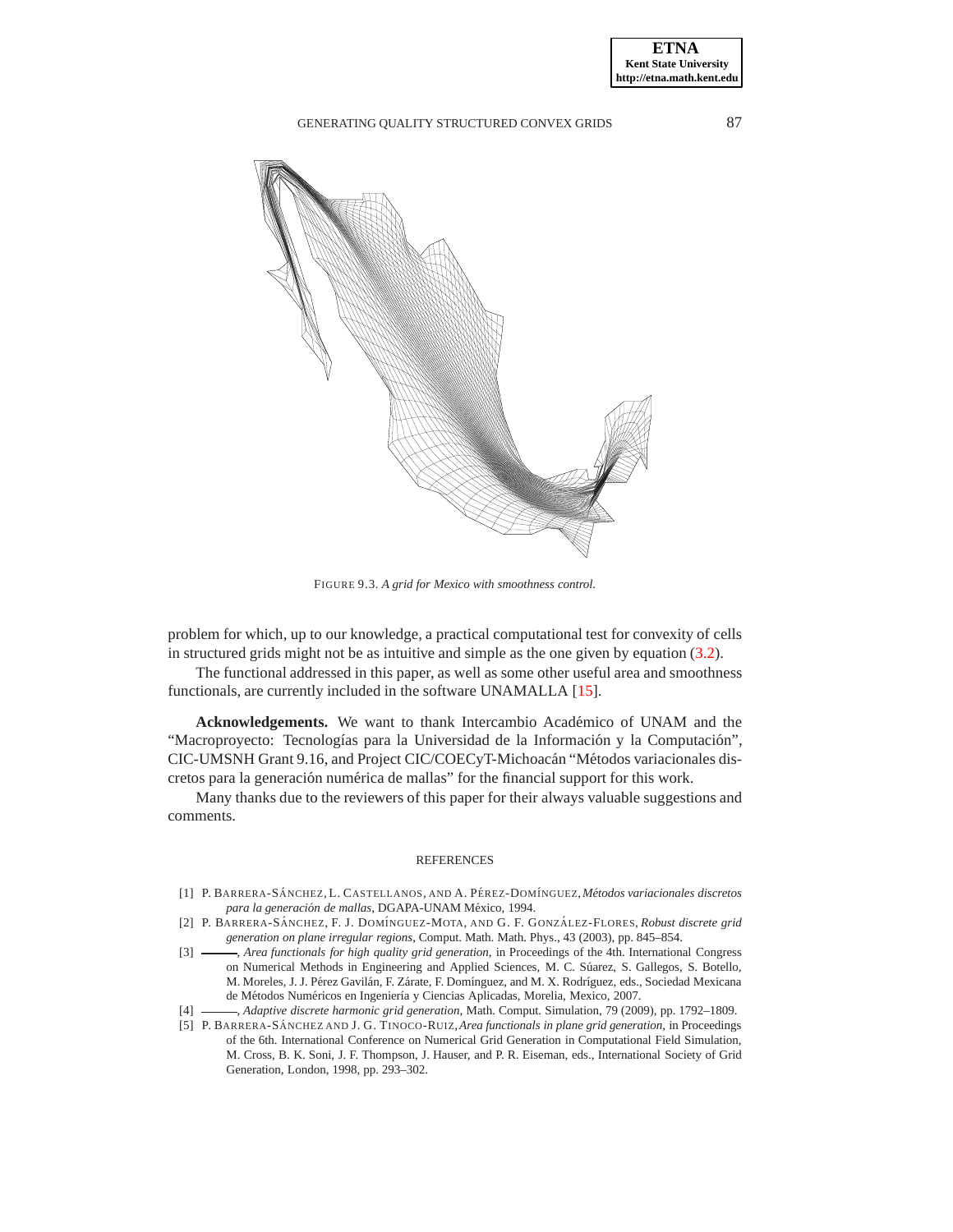FIGURE 9.3. *A grid for Mexico with smoothness control.*

problem for which, up to our knowledge, a practical computational test for convexity of cells in structured grids might not be as intuitive and simple as the one given by equation (3.2).

The functional addressed in this paper, as well as some other useful area and smoothness functionals, are currently included in the software UNAMALLA [15].

**Acknowledgements.** We want to thank Intercambio Académico of UNAM and the "Macroproyecto: Tecnologías para la Universidad de la Información y la Computación", CIC-UMSNH Grant 9.16, and Project CIC/COECyT-Michoacán "Métodos variacionales discretos para la generación numérica de mallas" for the financial support for this work.

Many thanks due to the reviewers of this paper for their always valuable suggestions and comments.

## REFERENCES

[1] P. BARRERA-SÁNCHEZ, L. CASTELLANOS, AND A. PÉREZ-DOMÍNGUEZ, *Métodos variacionales discretos para la generación de mallas*, DGAPA-UNAM México, 1994.

[2] P. BARRERA-SÁNCHEZ, F. J. DOMÍNGUEZ-MOTA, AND G. F. GONZÁLEZ-FLORES, *Robust discrete grid generation on plane irregular regions*, Comput. Math. Math. Phys., 43 (2003), pp. 845–854.

[3] ———, *Area functionals for high quality grid generation*, in Proceedings of the 4th. International Congress on Numerical Methods in Engineering and Applied Sciences, M. C. Súarez, S. Gallegos, S. Botello, M. Moreles, J. J. Pérez Gavilán, F. Zárate, F. Domínguez, and M. X. Rodríguez, eds., Sociedad Mexicana de Métodos Numéricos en Ingeniería y Ciencias Aplicadas, Morelia, Mexico, 2007.

[4] ———, *Adaptive discrete harmonic grid generation*, Math. Comput. Simulation, 79 (2009), pp. 1792–1809.

[5] P. BARRERA-SÁNCHEZ AND J. G. TINOCO-RUIZ, *Area functionals in plane grid generation*, in Proceedings of the 6th. International Conference on Numerical Grid Generation in Computational Field Simulation, M. Cross, B. K. Soni, J. F. Thompson, J. Hauser, and P. R. Eiseman, eds., International Society of Grid Generation, London, 1998, pp. 293–302.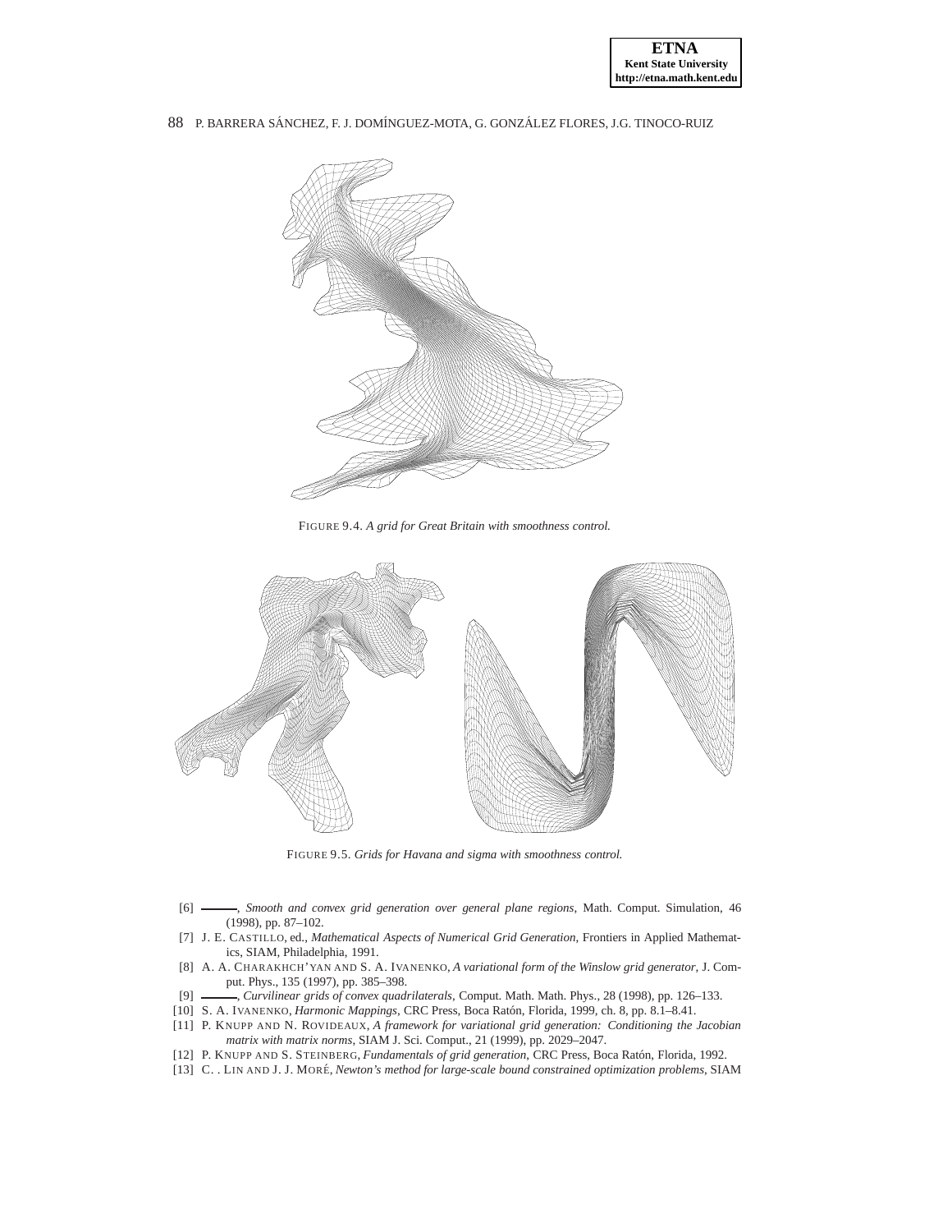FIGURE 9.4. *A grid for Great Britain with smoothness control.*

FIGURE 9.5. *Grids for Havana and sigma with smoothness control.*

[6] ———, *Smooth and convex grid generation over general plane regions*, Math. Comput. Simulation, 46 (1998), pp. 87–102.

[7] J. E. CASTILLO, ed., *Mathematical Aspects of Numerical Grid Generation*, Frontiers in Applied Mathematics, SIAM, Philadelphia, 1991.

[8] A. A. CHARAKHCH'YAN AND S. A. IVANENKO, *A variational form of the Winslow grid generator*, J. Comput. Phys., 135 (1997), pp. 385–398.

[9] ———, *Curvilinear grids of convex quadrilaterals*, Comput. Math. Math. Phys., 28 (1998), pp. 126–133.

[10] S. A. IVANENKO, *Harmonic Mappings*, CRC Press, Boca Ratón, Florida, 1999, ch. 8, pp. 8.1–8.41.

[11] P. KNUPP AND N. ROVIDEAUX, *A framework for variational grid generation: Conditioning the Jacobian matrix with matrix norms*, SIAM J. Sci. Comput., 21 (1999), pp. 2029–2047.

[12] P. KNUPP AND S. STEINBERG, *Fundamentals of grid generation*, CRC Press, Boca Ratón, Florida, 1992.

[13] C. . LIN AND J. J. MORÉ, *Newton's method for large-scale bound constrained optimization problems*, SIAM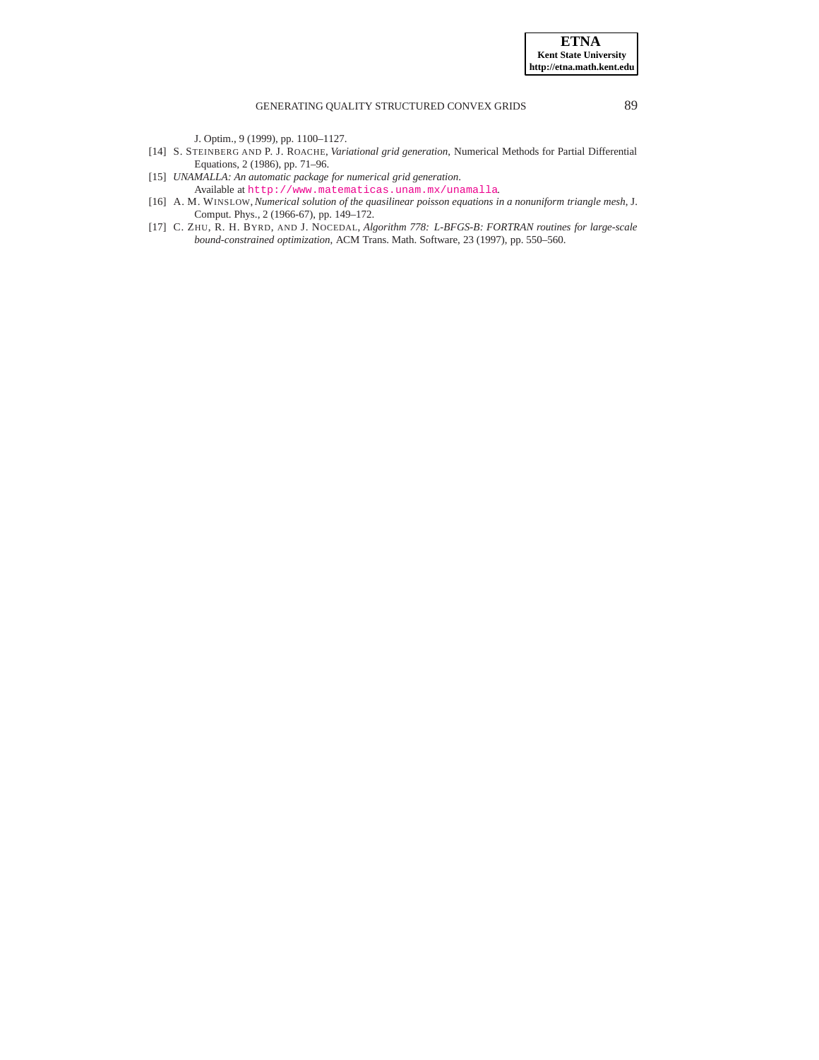J. Optim., 9 (1999), pp. 1100–1127.

[14] S. Steinberg and P. J. Roache, *Variational grid generation*, Numerical Methods for Partial Differential Equations, 2 (1986), pp. 71–96.

[15] *UNAMALLA: An automatic package for numerical grid generation*. Available at http://www.matematicas.unam.mx/unamalla.

[16] A. M. Winslow, *Numerical solution of the quasilinear poisson equations in a nonuniform triangle mesh*, J. Comput. Phys., 2 (1966-67), pp. 149–172.

[17] C. Zhu, R. H. Byrd, and J. Nocedal, *Algorithm 778: L-BFGS-B: FORTRAN routines for large-scale bound-constrained optimization*, ACM Trans. Math. Software, 23 (1997), pp. 550–560.